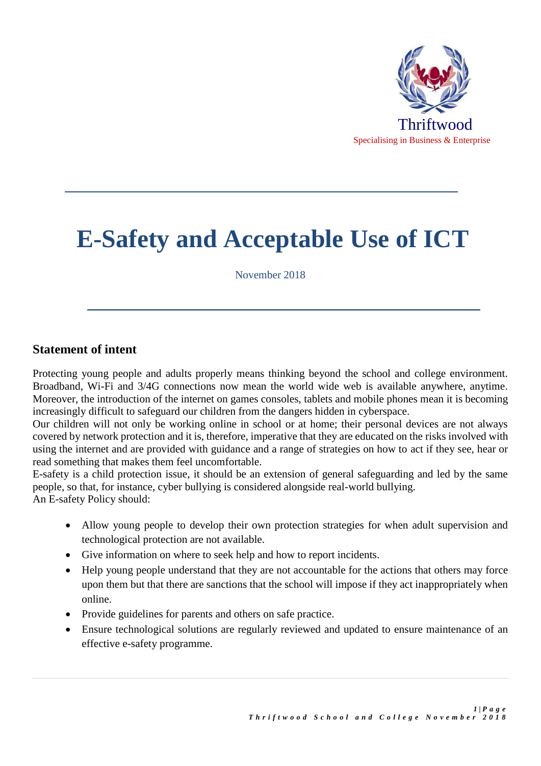Thriftwood

Specialising in Business & Enterprise

# E-Safety and Acceptable Use of ICT

November 2018

## Statement of intent

Protecting young people and adults properly means thinking beyond the school and college environment. Broadband, Wi-Fi and 3/4G connections now mean the world wide web is available anywhere, anytime. Moreover, the introduction of the internet on games consoles, tablets and mobile phones mean it is becoming increasingly difficult to safeguard our children from the dangers hidden in cyberspace.

Our children will not only be working online in school or at home; their personal devices are not always covered by network protection and it is, therefore, imperative that they are educated on the risks involved with using the internet and are provided with guidance and a range of strategies on how to act if they see, hear or read something that makes them feel uncomfortable.

E-safety is a child protection issue, it should be an extension of general safeguarding and led by the same people, so that, for instance, cyber bullying is considered alongside real-world bullying.

An E-safety Policy should:

- Allow young people to develop their own protection strategies for when adult supervision and technological protection are not available.
- Give information on where to seek help and how to report incidents.
- Help young people understand that they are not accountable for the actions that others may force upon them but that there are sanctions that the school will impose if they act inappropriately when online.
- Provide guidelines for parents and others on safe practice.
- Ensure technological solutions are regularly reviewed and updated to ensure maintenance of an effective e-safety programme.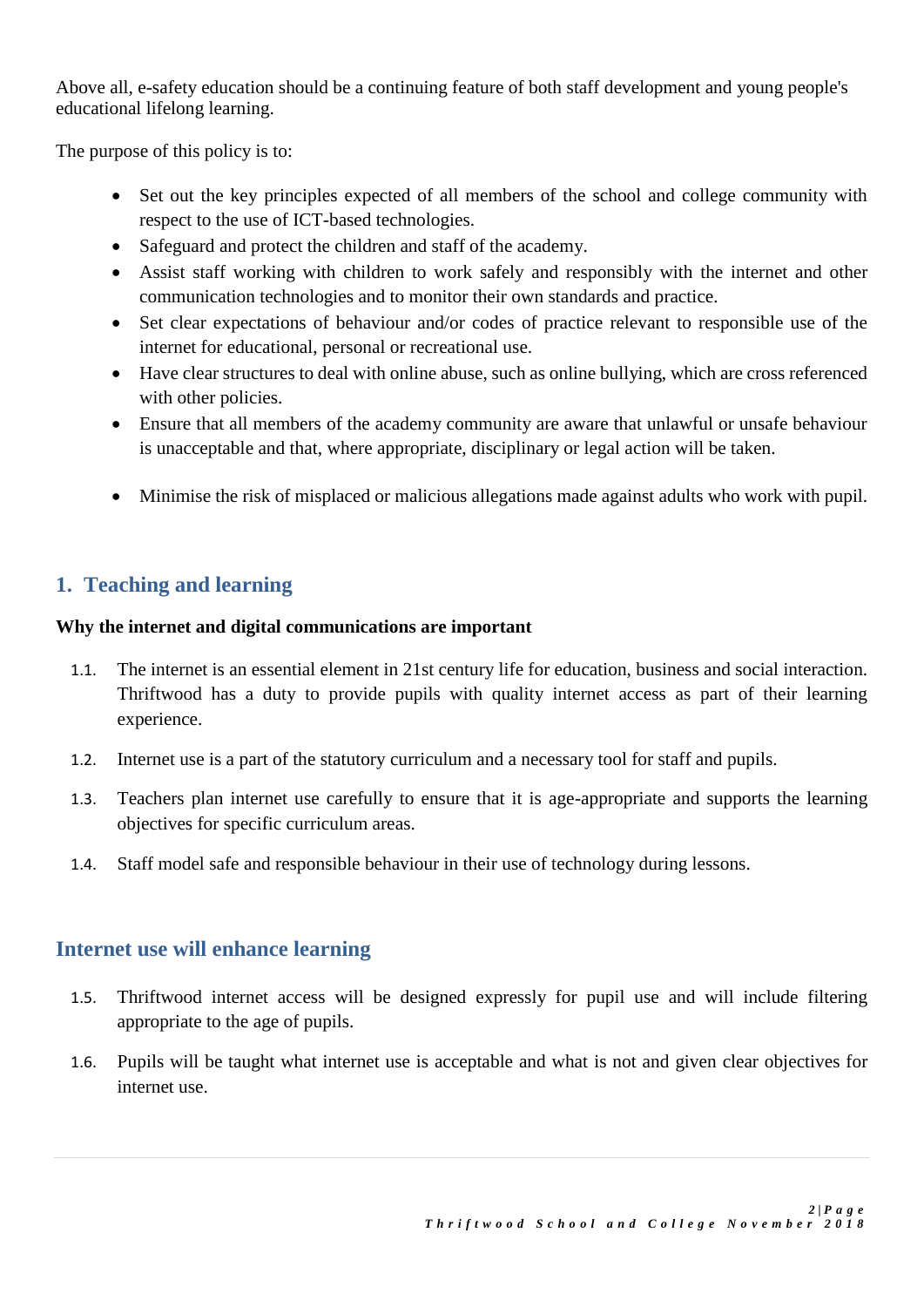Above all, e-safety education should be a continuing feature of both staff development and young people's educational lifelong learning.

The purpose of this policy is to:

- Set out the key principles expected of all members of the school and college community with respect to the use of ICT-based technologies.
- Safeguard and protect the children and staff of the academy.
- Assist staff working with children to work safely and responsibly with the internet and other communication technologies and to monitor their own standards and practice.
- Set clear expectations of behaviour and/or codes of practice relevant to responsible use of the internet for educational, personal or recreational use.
- Have clear structures to deal with online abuse, such as online bullying, which are cross referenced with other policies.
- Ensure that all members of the academy community are aware that unlawful or unsafe behaviour is unacceptable and that, where appropriate, disciplinary or legal action will be taken.
- Minimise the risk of misplaced or malicious allegations made against adults who work with pupil.

## 1. Teaching and learning

**Why the internet and digital communications are important**

1.1. The internet is an essential element in 21st century life for education, business and social interaction. Thriftwood has a duty to provide pupils with quality internet access as part of their learning experience.

1.2. Internet use is a part of the statutory curriculum and a necessary tool for staff and pupils.

1.3. Teachers plan internet use carefully to ensure that it is age-appropriate and supports the learning objectives for specific curriculum areas.

1.4. Staff model safe and responsible behaviour in their use of technology during lessons.

## Internet use will enhance learning

1.5. Thriftwood internet access will be designed expressly for pupil use and will include filtering appropriate to the age of pupils.

1.6. Pupils will be taught what internet use is acceptable and what is not and given clear objectives for internet use.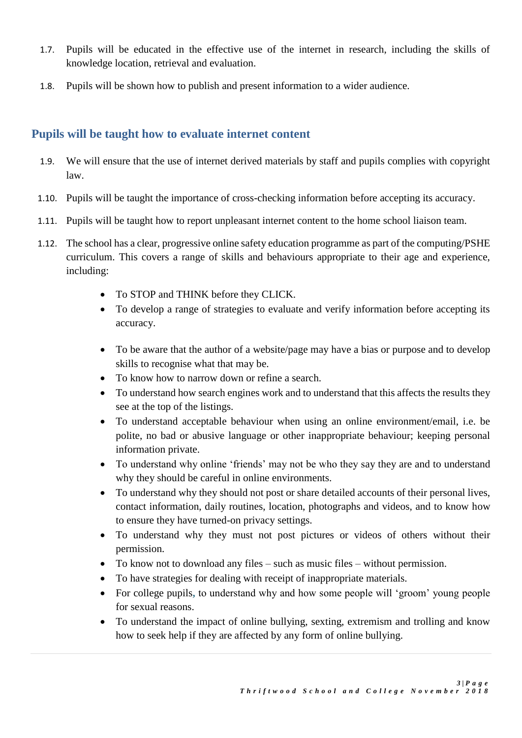1.7. Pupils will be educated in the effective use of the internet in research, including the skills of knowledge location, retrieval and evaluation.

1.8. Pupils will be shown how to publish and present information to a wider audience.

## Pupils will be taught how to evaluate internet content

1.9. We will ensure that the use of internet derived materials by staff and pupils complies with copyright law.

1.10. Pupils will be taught the importance of cross-checking information before accepting its accuracy.

1.11. Pupils will be taught how to report unpleasant internet content to the home school liaison team.

1.12. The school has a clear, progressive online safety education programme as part of the computing/PSHE curriculum. This covers a range of skills and behaviours appropriate to their age and experience, including:

- To STOP and THINK before they CLICK.
- To develop a range of strategies to evaluate and verify information before accepting its accuracy.
- To be aware that the author of a website/page may have a bias or purpose and to develop skills to recognise what that may be.
- To know how to narrow down or refine a search.
- To understand how search engines work and to understand that this affects the results they see at the top of the listings.
- To understand acceptable behaviour when using an online environment/email, i.e. be polite, no bad or abusive language or other inappropriate behaviour; keeping personal information private.
- To understand why online 'friends' may not be who they say they are and to understand why they should be careful in online environments.
- To understand why they should not post or share detailed accounts of their personal lives, contact information, daily routines, location, photographs and videos, and to know how to ensure they have turned-on privacy settings.
- To understand why they must not post pictures or videos of others without their permission.
- To know not to download any files – such as music files – without permission.
- To have strategies for dealing with receipt of inappropriate materials.
- For college pupils, to understand why and how some people will 'groom' young people for sexual reasons.
- To understand the impact of online bullying, sexting, extremism and trolling and know how to seek help if they are affected by any form of online bullying.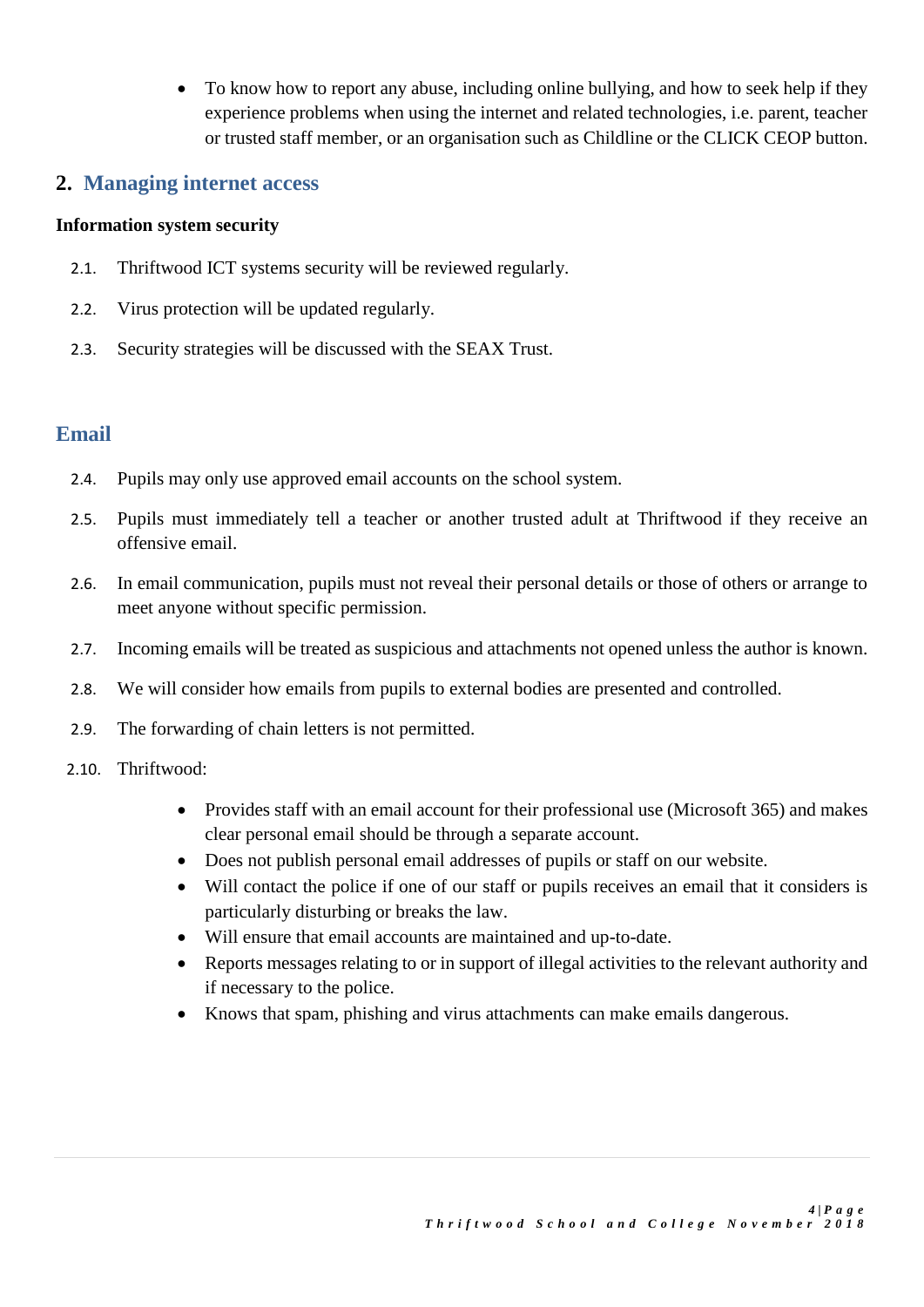- To know how to report any abuse, including online bullying, and how to seek help if they experience problems when using the internet and related technologies, i.e. parent, teacher or trusted staff member, or an organisation such as Childline or the CLICK CEOP button.

## 2. Managing internet access

**Information system security**

2.1. Thriftwood ICT systems security will be reviewed regularly.

2.2. Virus protection will be updated regularly.

2.3. Security strategies will be discussed with the SEAX Trust.

## Email

2.4. Pupils may only use approved email accounts on the school system.

2.5. Pupils must immediately tell a teacher or another trusted adult at Thriftwood if they receive an offensive email.

2.6. In email communication, pupils must not reveal their personal details or those of others or arrange to meet anyone without specific permission.

2.7. Incoming emails will be treated as suspicious and attachments not opened unless the author is known.

2.8. We will consider how emails from pupils to external bodies are presented and controlled.

2.9. The forwarding of chain letters is not permitted.

2.10. Thriftwood:

- Provides staff with an email account for their professional use (Microsoft 365) and makes clear personal email should be through a separate account.
- Does not publish personal email addresses of pupils or staff on our website.
- Will contact the police if one of our staff or pupils receives an email that it considers is particularly disturbing or breaks the law.
- Will ensure that email accounts are maintained and up-to-date.
- Reports messages relating to or in support of illegal activities to the relevant authority and if necessary to the police.
- Knows that spam, phishing and virus attachments can make emails dangerous.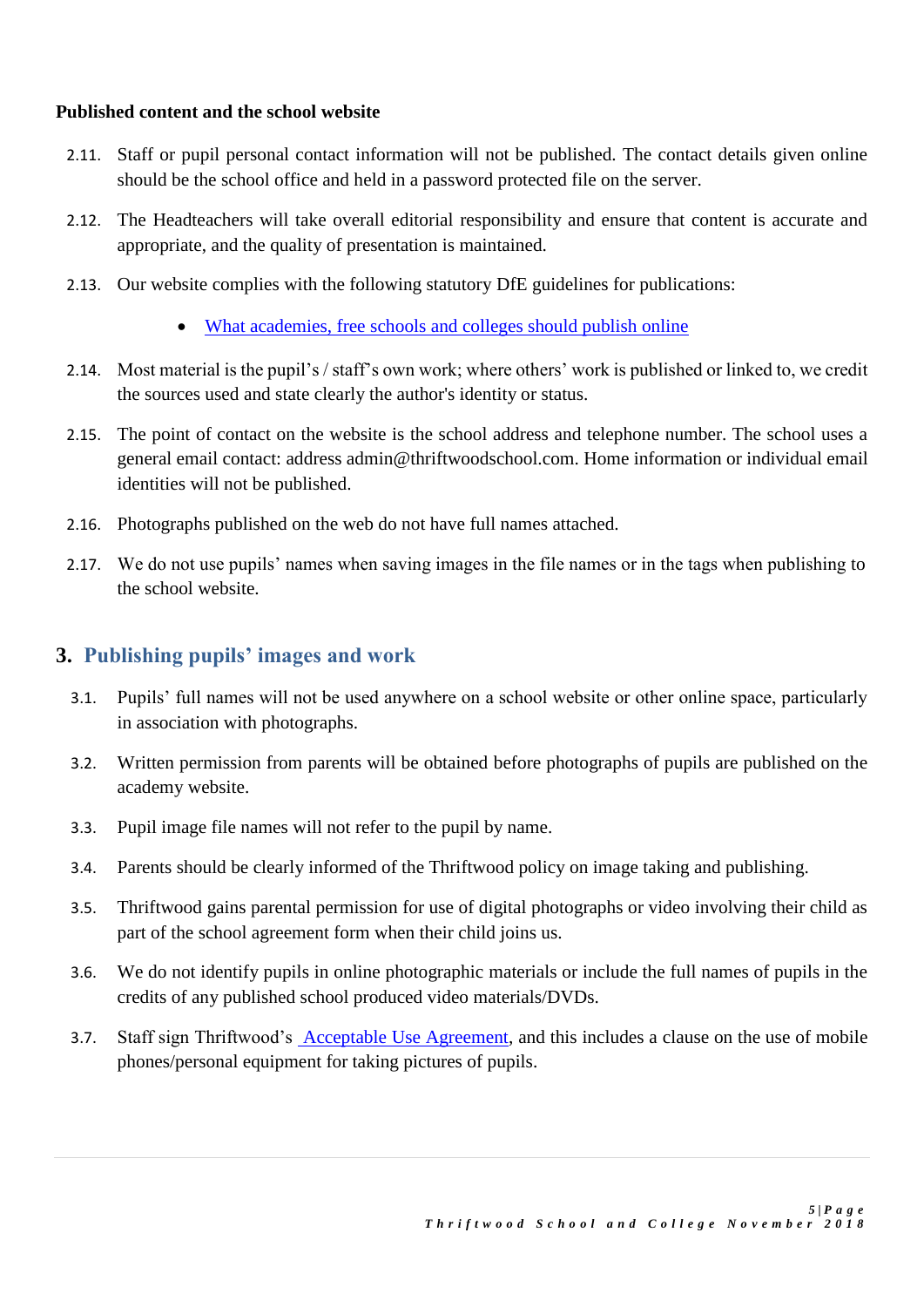**Published content and the school website**

2.11. Staff or pupil personal contact information will not be published. The contact details given online should be the school office and held in a password protected file on the server.

2.12. The Headteachers will take overall editorial responsibility and ensure that content is accurate and appropriate, and the quality of presentation is maintained.

2.13. Our website complies with the following statutory DfE guidelines for publications:

- What academies, free schools and colleges should publish online

2.14. Most material is the pupil's / staff's own work; where others' work is published or linked to, we credit the sources used and state clearly the author's identity or status.

2.15. The point of contact on the website is the school address and telephone number. The school uses a general email contact: address admin@thriftwoodschool.com. Home information or individual email identities will not be published.

2.16. Photographs published on the web do not have full names attached.

2.17. We do not use pupils' names when saving images in the file names or in the tags when publishing to the school website.

## 3. Publishing pupils' images and work

3.1. Pupils' full names will not be used anywhere on a school website or other online space, particularly in association with photographs.

3.2. Written permission from parents will be obtained before photographs of pupils are published on the academy website.

3.3. Pupil image file names will not refer to the pupil by name.

3.4. Parents should be clearly informed of the Thriftwood policy on image taking and publishing.

3.5. Thriftwood gains parental permission for use of digital photographs or video involving their child as part of the school agreement form when their child joins us.

3.6. We do not identify pupils in online photographic materials or include the full names of pupils in the credits of any published school produced video materials/DVDs.

3.7. Staff sign Thriftwood's Acceptable Use Agreement, and this includes a clause on the use of mobile phones/personal equipment for taking pictures of pupils.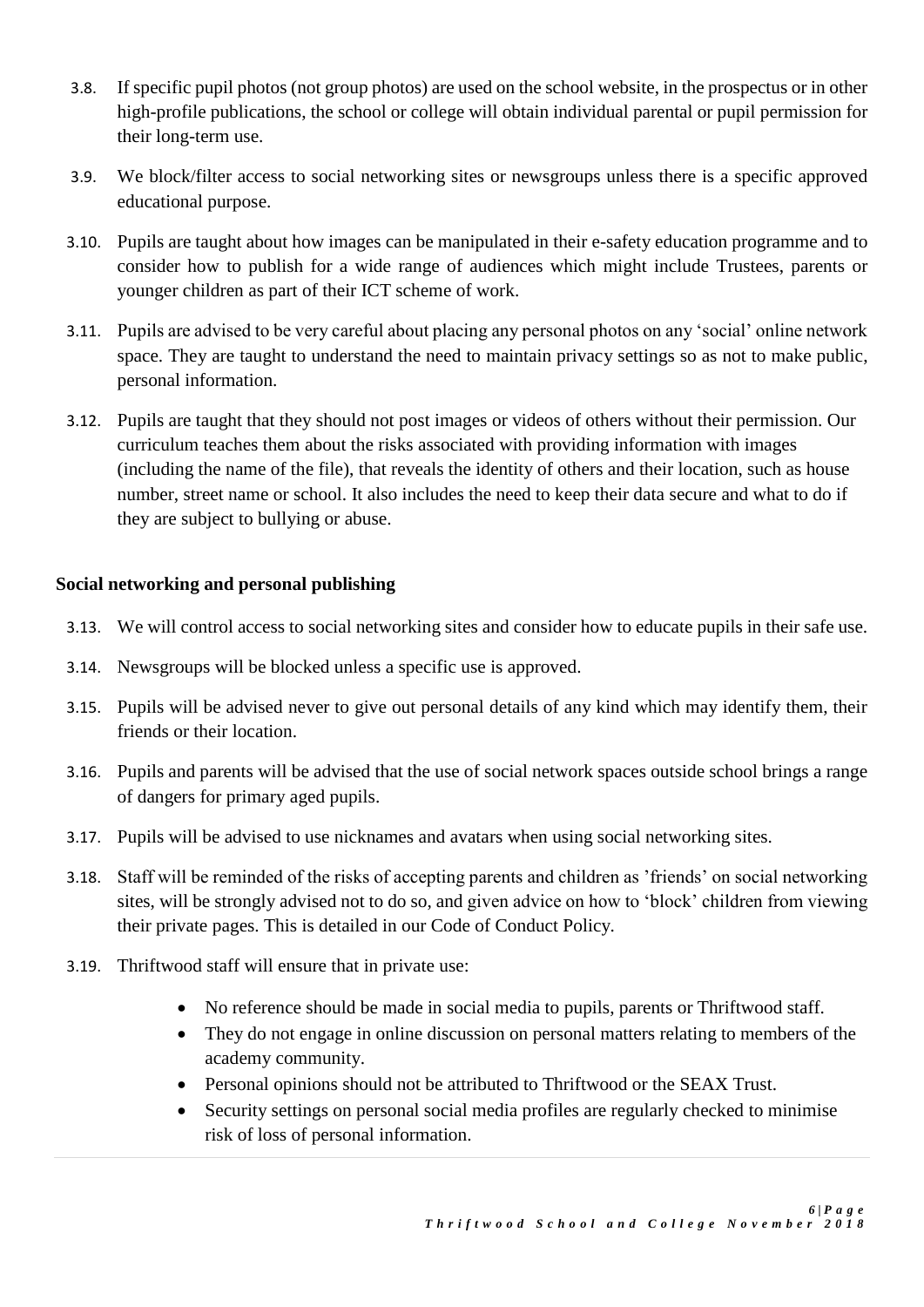3.8. If specific pupil photos (not group photos) are used on the school website, in the prospectus or in other high-profile publications, the school or college will obtain individual parental or pupil permission for their long-term use.

3.9. We block/filter access to social networking sites or newsgroups unless there is a specific approved educational purpose.

3.10. Pupils are taught about how images can be manipulated in their e-safety education programme and to consider how to publish for a wide range of audiences which might include Trustees, parents or younger children as part of their ICT scheme of work.

3.11. Pupils are advised to be very careful about placing any personal photos on any 'social' online network space. They are taught to understand the need to maintain privacy settings so as not to make public, personal information.

3.12. Pupils are taught that they should not post images or videos of others without their permission. Our curriculum teaches them about the risks associated with providing information with images (including the name of the file), that reveals the identity of others and their location, such as house number, street name or school. It also includes the need to keep their data secure and what to do if they are subject to bullying or abuse.

**Social networking and personal publishing**

3.13. We will control access to social networking sites and consider how to educate pupils in their safe use.

3.14. Newsgroups will be blocked unless a specific use is approved.

3.15. Pupils will be advised never to give out personal details of any kind which may identify them, their friends or their location.

3.16. Pupils and parents will be advised that the use of social network spaces outside school brings a range of dangers for primary aged pupils.

3.17. Pupils will be advised to use nicknames and avatars when using social networking sites.

3.18. Staff will be reminded of the risks of accepting parents and children as 'friends' on social networking sites, will be strongly advised not to do so, and given advice on how to 'block' children from viewing their private pages. This is detailed in our Code of Conduct Policy.

3.19. Thriftwood staff will ensure that in private use:

- No reference should be made in social media to pupils, parents or Thriftwood staff.
- They do not engage in online discussion on personal matters relating to members of the academy community.
- Personal opinions should not be attributed to Thriftwood or the SEAX Trust.
- Security settings on personal social media profiles are regularly checked to minimise risk of loss of personal information.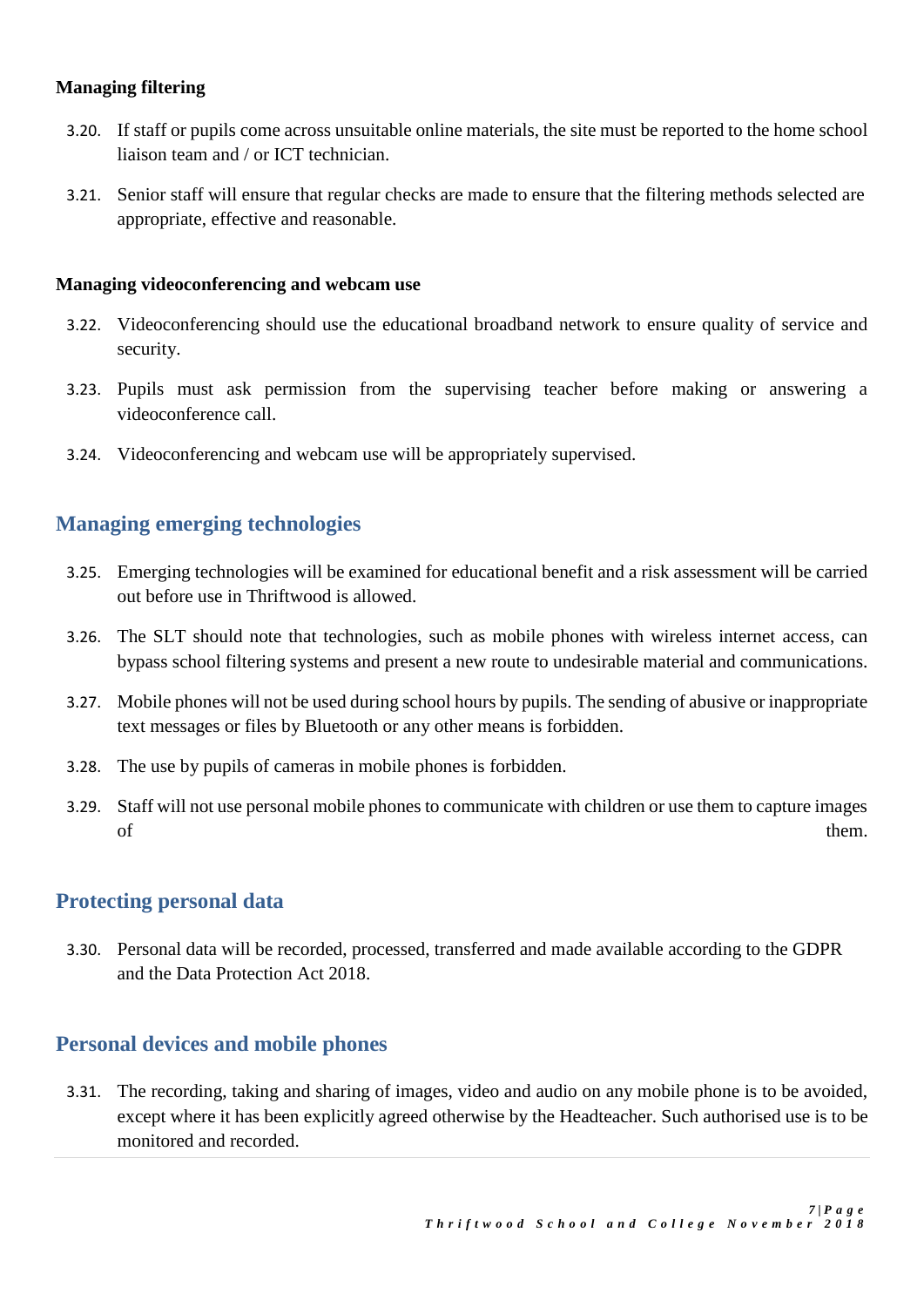**Managing filtering**

3.20. If staff or pupils come across unsuitable online materials, the site must be reported to the home school liaison team and / or ICT technician.

3.21. Senior staff will ensure that regular checks are made to ensure that the filtering methods selected are appropriate, effective and reasonable.

**Managing videoconferencing and webcam use**

3.22. Videoconferencing should use the educational broadband network to ensure quality of service and security.

3.23. Pupils must ask permission from the supervising teacher before making or answering a videoconference call.

3.24. Videoconferencing and webcam use will be appropriately supervised.

## Managing emerging technologies

3.25. Emerging technologies will be examined for educational benefit and a risk assessment will be carried out before use in Thriftwood is allowed.

3.26. The SLT should note that technologies, such as mobile phones with wireless internet access, can bypass school filtering systems and present a new route to undesirable material and communications.

3.27. Mobile phones will not be used during school hours by pupils. The sending of abusive or inappropriate text messages or files by Bluetooth or any other means is forbidden.

3.28. The use by pupils of cameras in mobile phones is forbidden.

3.29. Staff will not use personal mobile phones to communicate with children or use them to capture images of them.

## Protecting personal data

3.30. Personal data will be recorded, processed, transferred and made available according to the GDPR and the Data Protection Act 2018.

## Personal devices and mobile phones

3.31. The recording, taking and sharing of images, video and audio on any mobile phone is to be avoided, except where it has been explicitly agreed otherwise by the Headteacher. Such authorised use is to be monitored and recorded.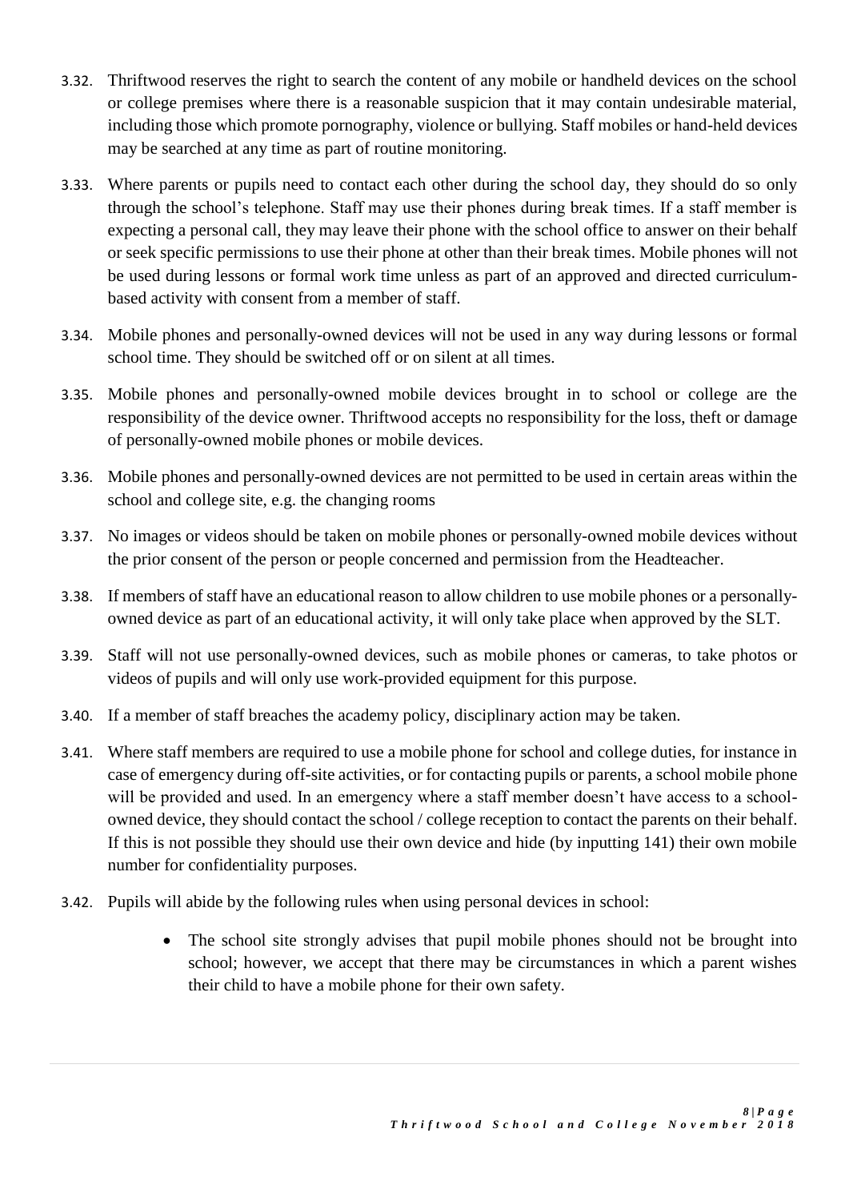3.32. Thriftwood reserves the right to search the content of any mobile or handheld devices on the school or college premises where there is a reasonable suspicion that it may contain undesirable material, including those which promote pornography, violence or bullying. Staff mobiles or hand-held devices may be searched at any time as part of routine monitoring.

3.33. Where parents or pupils need to contact each other during the school day, they should do so only through the school's telephone. Staff may use their phones during break times. If a staff member is expecting a personal call, they may leave their phone with the school office to answer on their behalf or seek specific permissions to use their phone at other than their break times. Mobile phones will not be used during lessons or formal work time unless as part of an approved and directed curriculum-based activity with consent from a member of staff.

3.34. Mobile phones and personally-owned devices will not be used in any way during lessons or formal school time. They should be switched off or on silent at all times.

3.35. Mobile phones and personally-owned mobile devices brought in to school or college are the responsibility of the device owner. Thriftwood accepts no responsibility for the loss, theft or damage of personally-owned mobile phones or mobile devices.

3.36. Mobile phones and personally-owned devices are not permitted to be used in certain areas within the school and college site, e.g. the changing rooms

3.37. No images or videos should be taken on mobile phones or personally-owned mobile devices without the prior consent of the person or people concerned and permission from the Headteacher.

3.38. If members of staff have an educational reason to allow children to use mobile phones or a personally-owned device as part of an educational activity, it will only take place when approved by the SLT.

3.39. Staff will not use personally-owned devices, such as mobile phones or cameras, to take photos or videos of pupils and will only use work-provided equipment for this purpose.

3.40. If a member of staff breaches the academy policy, disciplinary action may be taken.

3.41. Where staff members are required to use a mobile phone for school and college duties, for instance in case of emergency during off-site activities, or for contacting pupils or parents, a school mobile phone will be provided and used. In an emergency where a staff member doesn't have access to a school-owned device, they should contact the school / college reception to contact the parents on their behalf. If this is not possible they should use their own device and hide (by inputting 141) their own mobile number for confidentiality purposes.

3.42. Pupils will abide by the following rules when using personal devices in school:

- The school site strongly advises that pupil mobile phones should not be brought into school; however, we accept that there may be circumstances in which a parent wishes their child to have a mobile phone for their own safety.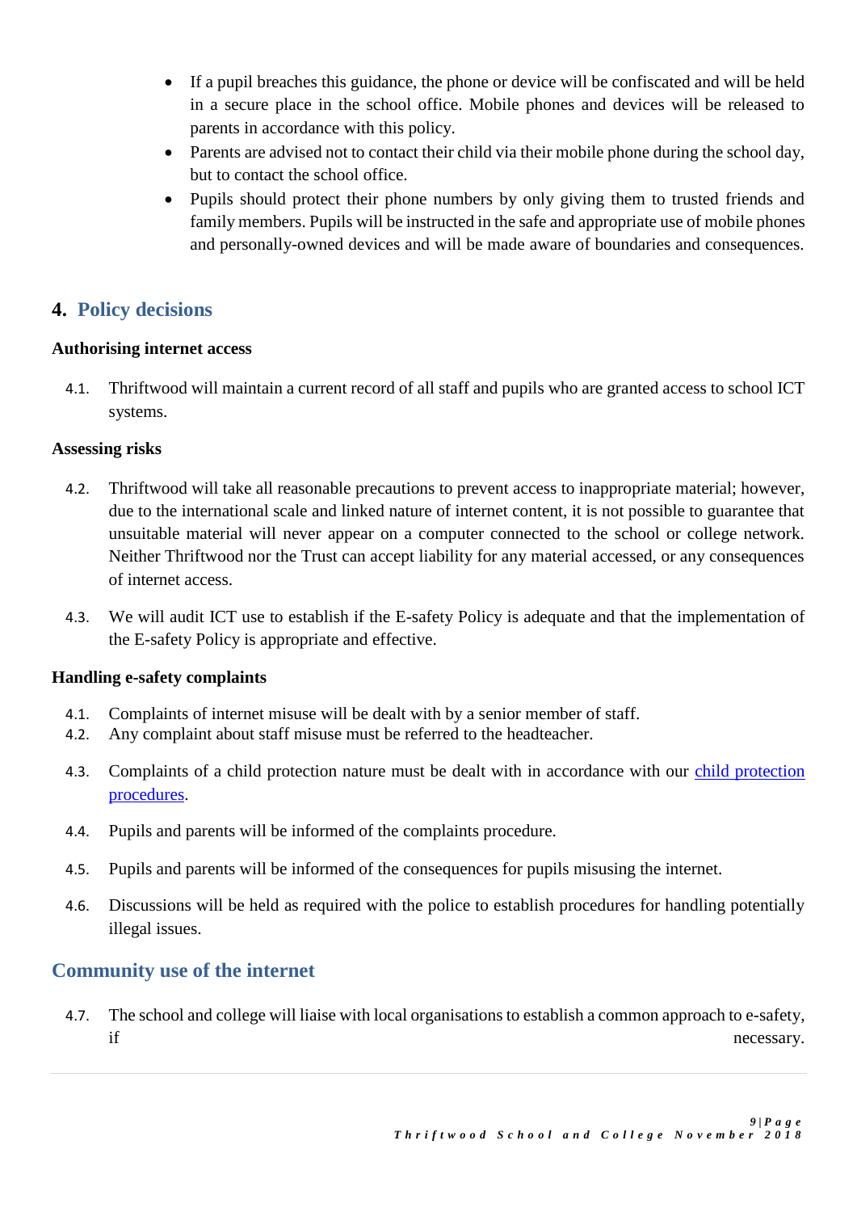- If a pupil breaches this guidance, the phone or device will be confiscated and will be held in a secure place in the school office. Mobile phones and devices will be released to parents in accordance with this policy.
- Parents are advised not to contact their child via their mobile phone during the school day, but to contact the school office.
- Pupils should protect their phone numbers by only giving them to trusted friends and family members. Pupils will be instructed in the safe and appropriate use of mobile phones and personally-owned devices and will be made aware of boundaries and consequences.

## 4. Policy decisions

**Authorising internet access**

4.1. Thriftwood will maintain a current record of all staff and pupils who are granted access to school ICT systems.

**Assessing risks**

4.2. Thriftwood will take all reasonable precautions to prevent access to inappropriate material; however, due to the international scale and linked nature of internet content, it is not possible to guarantee that unsuitable material will never appear on a computer connected to the school or college network. Neither Thriftwood nor the Trust can accept liability for any material accessed, or any consequences of internet access.

4.3. We will audit ICT use to establish if the E-safety Policy is adequate and that the implementation of the E-safety Policy is appropriate and effective.

**Handling e-safety complaints**

4.1. Complaints of internet misuse will be dealt with by a senior member of staff.
4.2. Any complaint about staff misuse must be referred to the headteacher.

4.3. Complaints of a child protection nature must be dealt with in accordance with our child protection procedures.

4.4. Pupils and parents will be informed of the complaints procedure.

4.5. Pupils and parents will be informed of the consequences for pupils misusing the internet.

4.6. Discussions will be held as required with the police to establish procedures for handling potentially illegal issues.

## Community use of the internet

4.7. The school and college will liaise with local organisations to establish a common approach to e-safety, if necessary.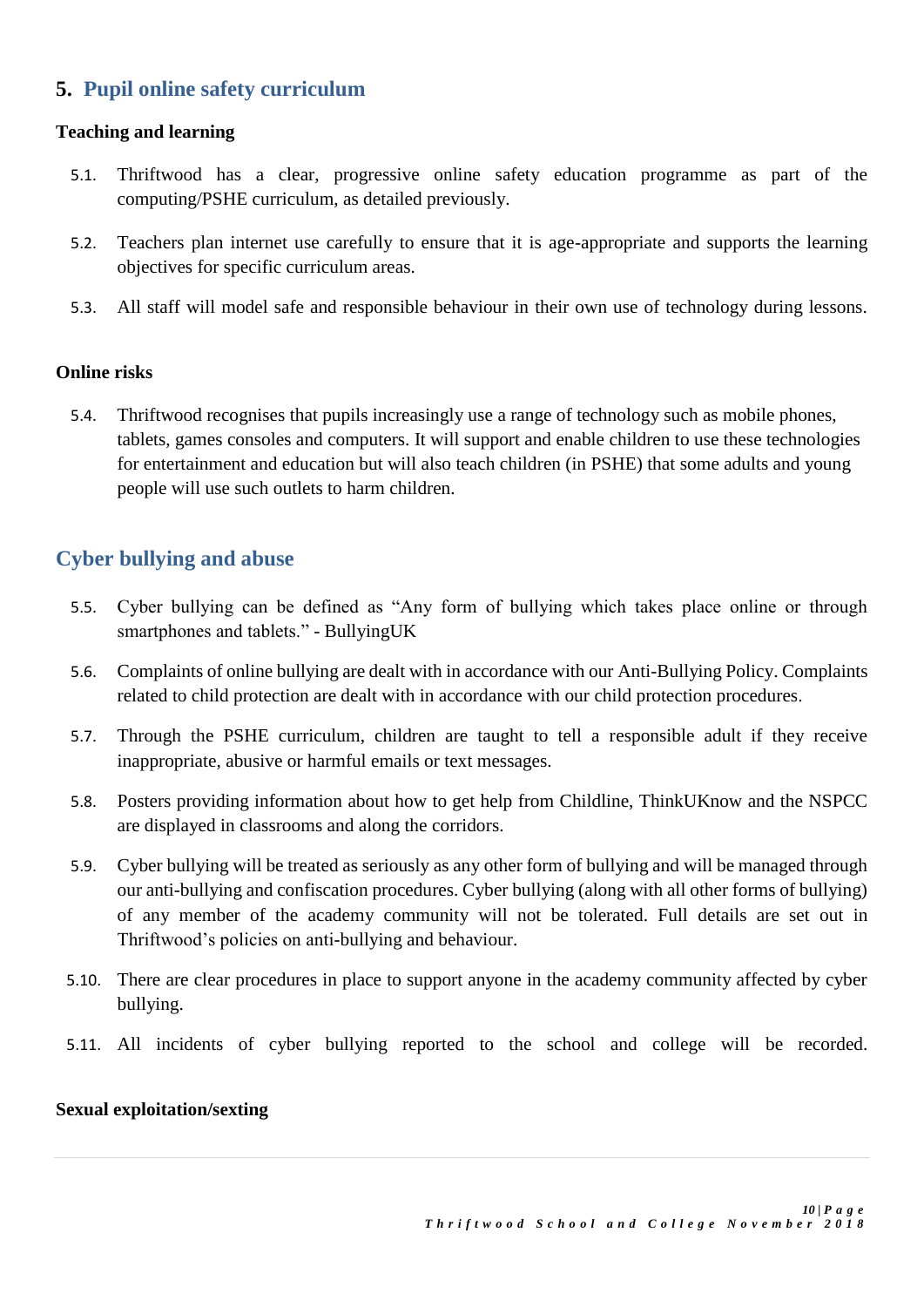## 5. Pupil online safety curriculum

**Teaching and learning**

5.1. Thriftwood has a clear, progressive online safety education programme as part of the computing/PSHE curriculum, as detailed previously.

5.2. Teachers plan internet use carefully to ensure that it is age-appropriate and supports the learning objectives for specific curriculum areas.

5.3. All staff will model safe and responsible behaviour in their own use of technology during lessons.

**Online risks**

5.4. Thriftwood recognises that pupils increasingly use a range of technology such as mobile phones, tablets, games consoles and computers. It will support and enable children to use these technologies for entertainment and education but will also teach children (in PSHE) that some adults and young people will use such outlets to harm children.

## Cyber bullying and abuse

5.5. Cyber bullying can be defined as "Any form of bullying which takes place online or through smartphones and tablets." - BullyingUK

5.6. Complaints of online bullying are dealt with in accordance with our Anti-Bullying Policy. Complaints related to child protection are dealt with in accordance with our child protection procedures.

5.7. Through the PSHE curriculum, children are taught to tell a responsible adult if they receive inappropriate, abusive or harmful emails or text messages.

5.8. Posters providing information about how to get help from Childline, ThinkUKnow and the NSPCC are displayed in classrooms and along the corridors.

5.9. Cyber bullying will be treated as seriously as any other form of bullying and will be managed through our anti-bullying and confiscation procedures. Cyber bullying (along with all other forms of bullying) of any member of the academy community will not be tolerated. Full details are set out in Thriftwood's policies on anti-bullying and behaviour.

5.10. There are clear procedures in place to support anyone in the academy community affected by cyber bullying.

5.11. All incidents of cyber bullying reported to the school and college will be recorded.

**Sexual exploitation/sexting**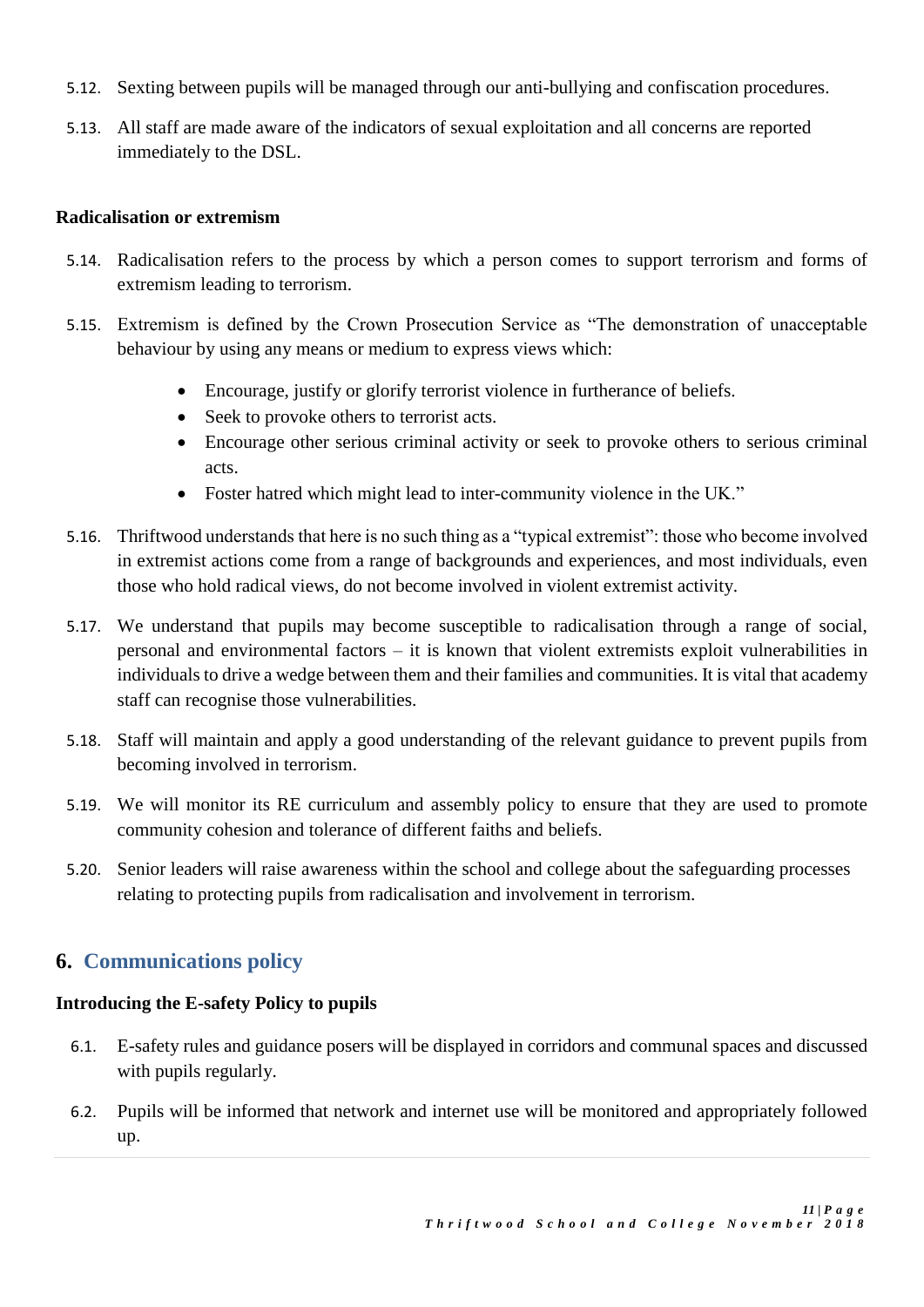5.12. Sexting between pupils will be managed through our anti-bullying and confiscation procedures.

5.13. All staff are made aware of the indicators of sexual exploitation and all concerns are reported immediately to the DSL.

**Radicalisation or extremism**

5.14. Radicalisation refers to the process by which a person comes to support terrorism and forms of extremism leading to terrorism.

5.15. Extremism is defined by the Crown Prosecution Service as "The demonstration of unacceptable behaviour by using any means or medium to express views which:

- Encourage, justify or glorify terrorist violence in furtherance of beliefs.
- Seek to provoke others to terrorist acts.
- Encourage other serious criminal activity or seek to provoke others to serious criminal acts.
- Foster hatred which might lead to inter-community violence in the UK."

5.16. Thriftwood understands that here is no such thing as a "typical extremist": those who become involved in extremist actions come from a range of backgrounds and experiences, and most individuals, even those who hold radical views, do not become involved in violent extremist activity.

5.17. We understand that pupils may become susceptible to radicalisation through a range of social, personal and environmental factors – it is known that violent extremists exploit vulnerabilities in individuals to drive a wedge between them and their families and communities. It is vital that academy staff can recognise those vulnerabilities.

5.18. Staff will maintain and apply a good understanding of the relevant guidance to prevent pupils from becoming involved in terrorism.

5.19. We will monitor its RE curriculum and assembly policy to ensure that they are used to promote community cohesion and tolerance of different faiths and beliefs.

5.20. Senior leaders will raise awareness within the school and college about the safeguarding processes relating to protecting pupils from radicalisation and involvement in terrorism.

## 6. Communications policy

**Introducing the E-safety Policy to pupils**

6.1. E-safety rules and guidance posers will be displayed in corridors and communal spaces and discussed with pupils regularly.

6.2. Pupils will be informed that network and internet use will be monitored and appropriately followed up.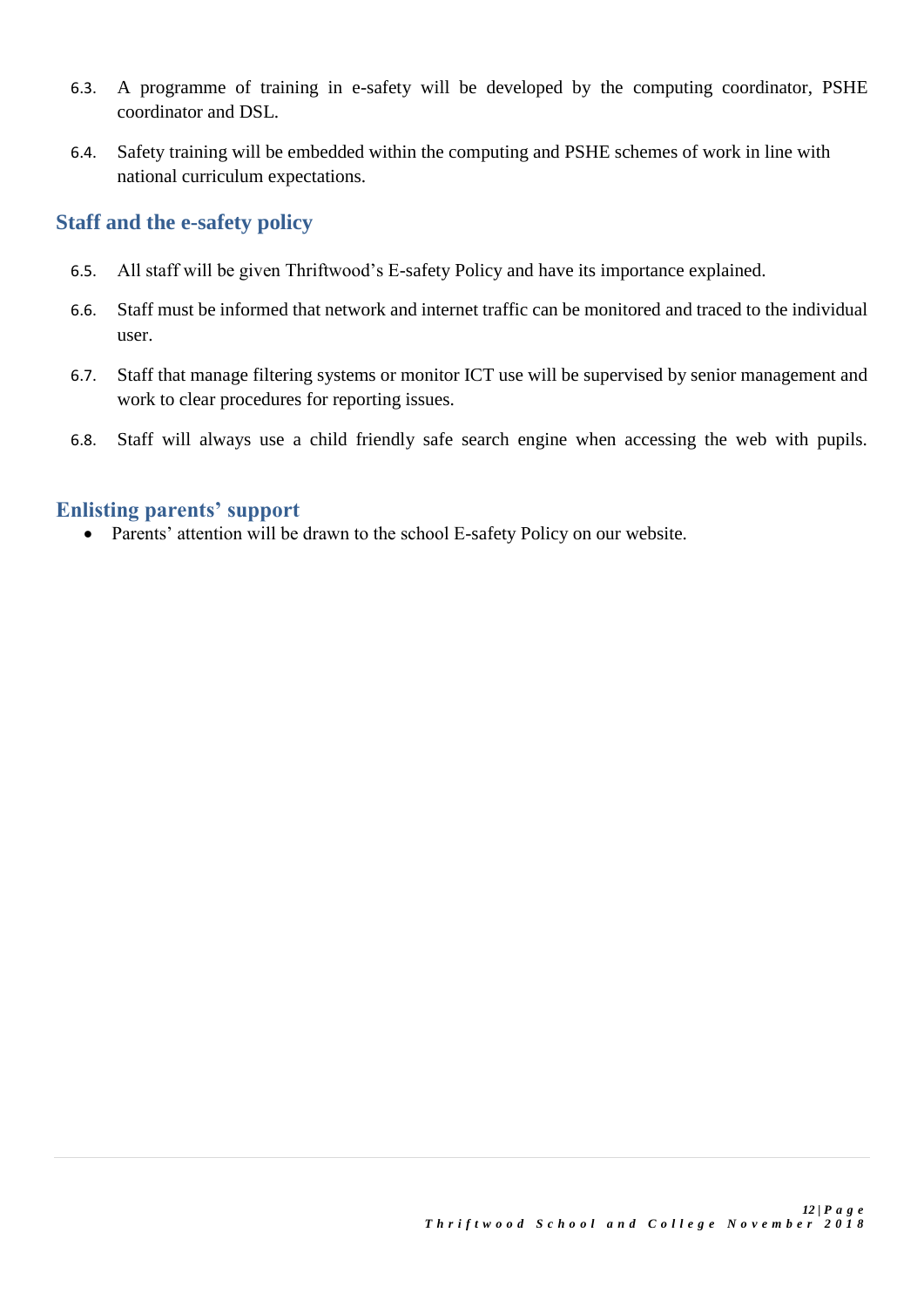6.3. A programme of training in e-safety will be developed by the computing coordinator, PSHE coordinator and DSL.

6.4. Safety training will be embedded within the computing and PSHE schemes of work in line with national curriculum expectations.

## Staff and the e-safety policy

6.5. All staff will be given Thriftwood's E-safety Policy and have its importance explained.

6.6. Staff must be informed that network and internet traffic can be monitored and traced to the individual user.

6.7. Staff that manage filtering systems or monitor ICT use will be supervised by senior management and work to clear procedures for reporting issues.

6.8. Staff will always use a child friendly safe search engine when accessing the web with pupils.

## Enlisting parents' support

- Parents' attention will be drawn to the school E-safety Policy on our website.